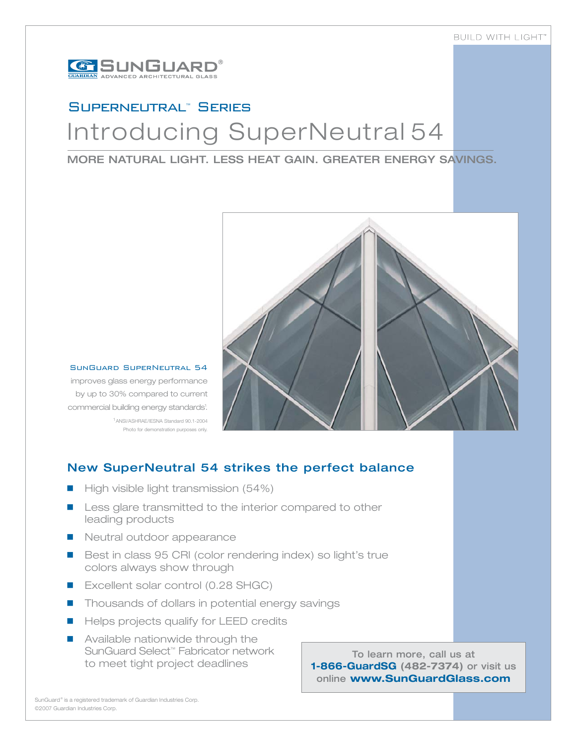BUILD WITH LIGHT™

SunGuard® ADVANCED ARCHITECTURAL GLASS

## SuperNeutral™ Series

# Introducing SuperNeutral 54

**MORE NATURAL LIGHT. LESS HEAT GAIN. GREATER ENERGY SAVINGS.**

SunGuard SuperNeutral 54 improves glass energy performance by up to 30% compared to current commercial building energy standards[1].

[1] ANSI/ASHRAE/IESNA Standard 90.1-2004

Photo for demonstration purposes only.

## New SuperNeutral 54 strikes the perfect balance

- High visible light transmission (54%)
- Less glare transmitted to the interior compared to other leading products
- Neutral outdoor appearance
- Best in class 95 CRI (color rendering index) so light's true colors always show through
- Excellent solar control (0.28 SHGC)
- Thousands of dollars in potential energy savings
- Helps projects qualify for LEED credits
- Available nationwide through the SunGuard Select™ Fabricator network to meet tight project deadlines

To learn more, call us at **1-866-GuardSG** (482-7374) or visit us online **www.SunGuardGlass.com**

SunGuard® is a registered trademark of Guardian Industries Corp.
©2007 Guardian Industries Corp.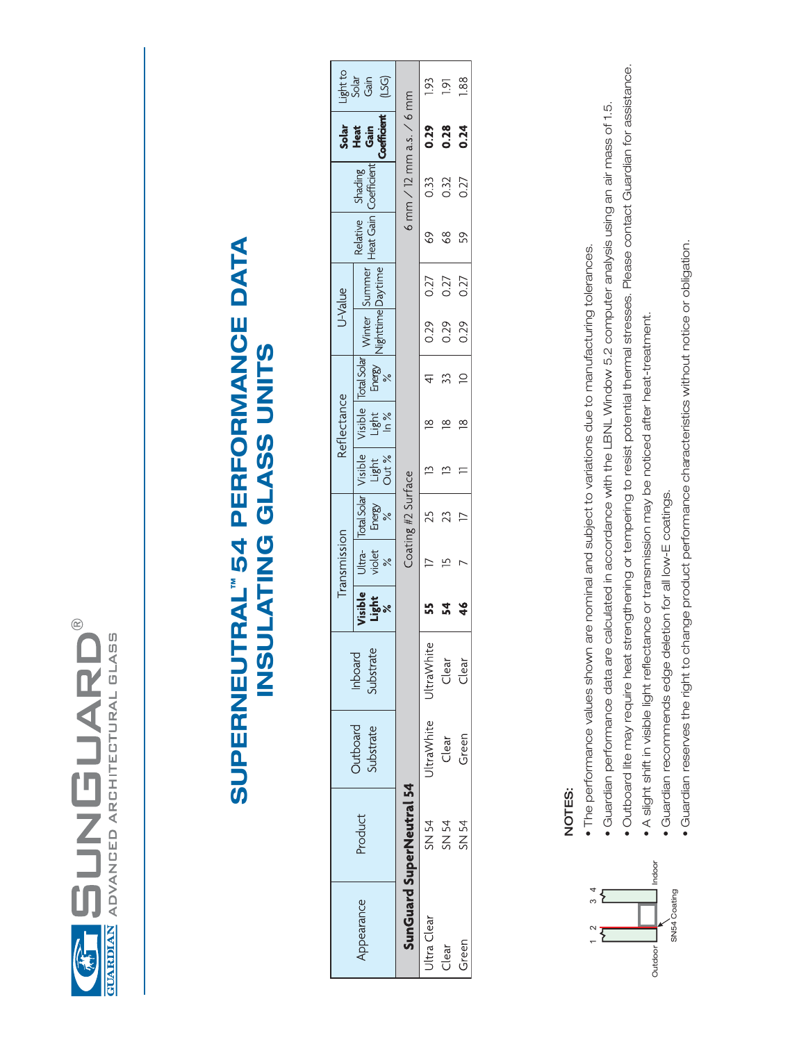GUARDIAN SUNGUARD® ADVANCED ARCHITECTURAL GLASS

# SUPERNEUTRAL™ 54 PERFORMANCE DATA INSULATING GLASS UNITS

| Appearance | Product | Outboard Substrate | Inboard Substrate | Transmission | | | Reflectance | | | U-Value | | Relative Heat Gain | Shading Coefficient | **Solar Heat Gain Coefficient** | Light to Solar Gain (LSG) |
|---|---|---|---|---|---|---|---|---|---|---|---|---|---|---|---|
| | | | | **Visible Light %** | Ultra-violet % | Total Solar Energy % | Visible Light Out % | Visible Light In % | Total Solar Energy % | Winter Nighttime | Summer Daytime | | | | |
| **SunGuard SuperNeutral 54** | | | | Coating #2 Surface | | | | | | 6 mm / 12 mm a.s. / 6 mm | | | | | |
| Ultra Clear | SN 54 | UltraWhite | UltraWhite | **55** | 17 | 25 | 13 | 18 | 41 | 0.29 | 0.27 | 69 | 0.33 | **0.29** | 1.93 |
| Clear | SN 54 | Clear | Clear | **54** | 15 | 23 | 13 | 18 | 33 | 0.29 | 0.27 | 68 | 0.32 | **0.28** | 1.91 |
| Green | SN 54 | Green | Clear | **46** | 7 | 17 | 11 | 18 | 10 | 0.29 | 0.27 | 59 | 0.27 | **0.24** | 1.88 |

1 2 3 4

Outdoor

Indoor

SN54 Coating

**NOTES:**

- The performance values shown are nominal and subject to variations due to manufacturing tolerances.
- Guardian performance data are calculated in accordance with the LBNL Window 5.2 computer analysis using an air mass of 1.5.
- Outboard lite may require heat strengthening or tempering to resist potential thermal stresses. Please contact Guardian for assistance.
- A slight shift in visible light reflectance or transmission may be noticed after heat-treatment.
- Guardian recommends edge deletion for all low-E coatings.
- Guardian reserves the right to change product performance characteristics without notice or obligation.